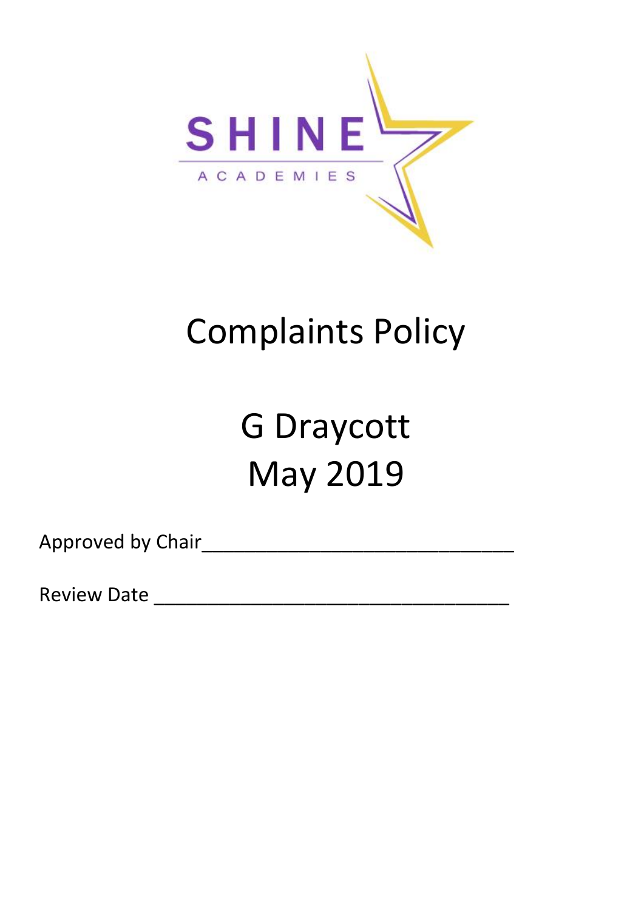SHINE

ACADEMIES

# Complaints Policy

# G Draycott
# May 2019

Approved by Chair______________________________

Review Date __________________________________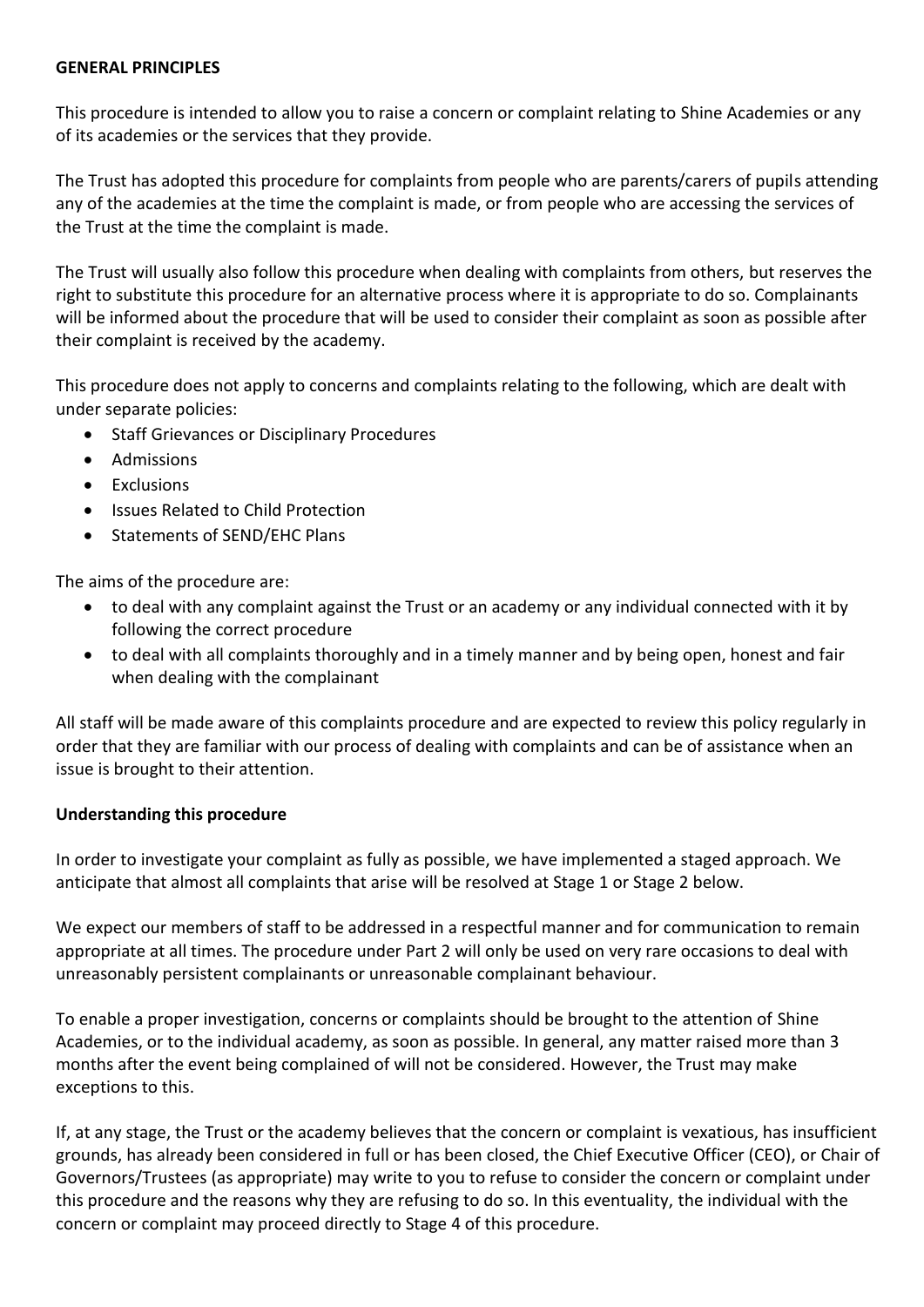**GENERAL PRINCIPLES**

This procedure is intended to allow you to raise a concern or complaint relating to Shine Academies or any of its academies or the services that they provide.

The Trust has adopted this procedure for complaints from people who are parents/carers of pupils attending any of the academies at the time the complaint is made, or from people who are accessing the services of the Trust at the time the complaint is made.

The Trust will usually also follow this procedure when dealing with complaints from others, but reserves the right to substitute this procedure for an alternative process where it is appropriate to do so. Complainants will be informed about the procedure that will be used to consider their complaint as soon as possible after their complaint is received by the academy.

This procedure does not apply to concerns and complaints relating to the following, which are dealt with under separate policies:

- Staff Grievances or Disciplinary Procedures
- Admissions
- Exclusions
- Issues Related to Child Protection
- Statements of SEND/EHC Plans

The aims of the procedure are:

- to deal with any complaint against the Trust or an academy or any individual connected with it by following the correct procedure
- to deal with all complaints thoroughly and in a timely manner and by being open, honest and fair when dealing with the complainant

All staff will be made aware of this complaints procedure and are expected to review this policy regularly in order that they are familiar with our process of dealing with complaints and can be of assistance when an issue is brought to their attention.

**Understanding this procedure**

In order to investigate your complaint as fully as possible, we have implemented a staged approach. We anticipate that almost all complaints that arise will be resolved at Stage 1 or Stage 2 below.

We expect our members of staff to be addressed in a respectful manner and for communication to remain appropriate at all times. The procedure under Part 2 will only be used on very rare occasions to deal with unreasonably persistent complainants or unreasonable complainant behaviour.

To enable a proper investigation, concerns or complaints should be brought to the attention of Shine Academies, or to the individual academy, as soon as possible. In general, any matter raised more than 3 months after the event being complained of will not be considered. However, the Trust may make exceptions to this.

If, at any stage, the Trust or the academy believes that the concern or complaint is vexatious, has insufficient grounds, has already been considered in full or has been closed, the Chief Executive Officer (CEO), or Chair of Governors/Trustees (as appropriate) may write to you to refuse to consider the concern or complaint under this procedure and the reasons why they are refusing to do so. In this eventuality, the individual with the concern or complaint may proceed directly to Stage 4 of this procedure.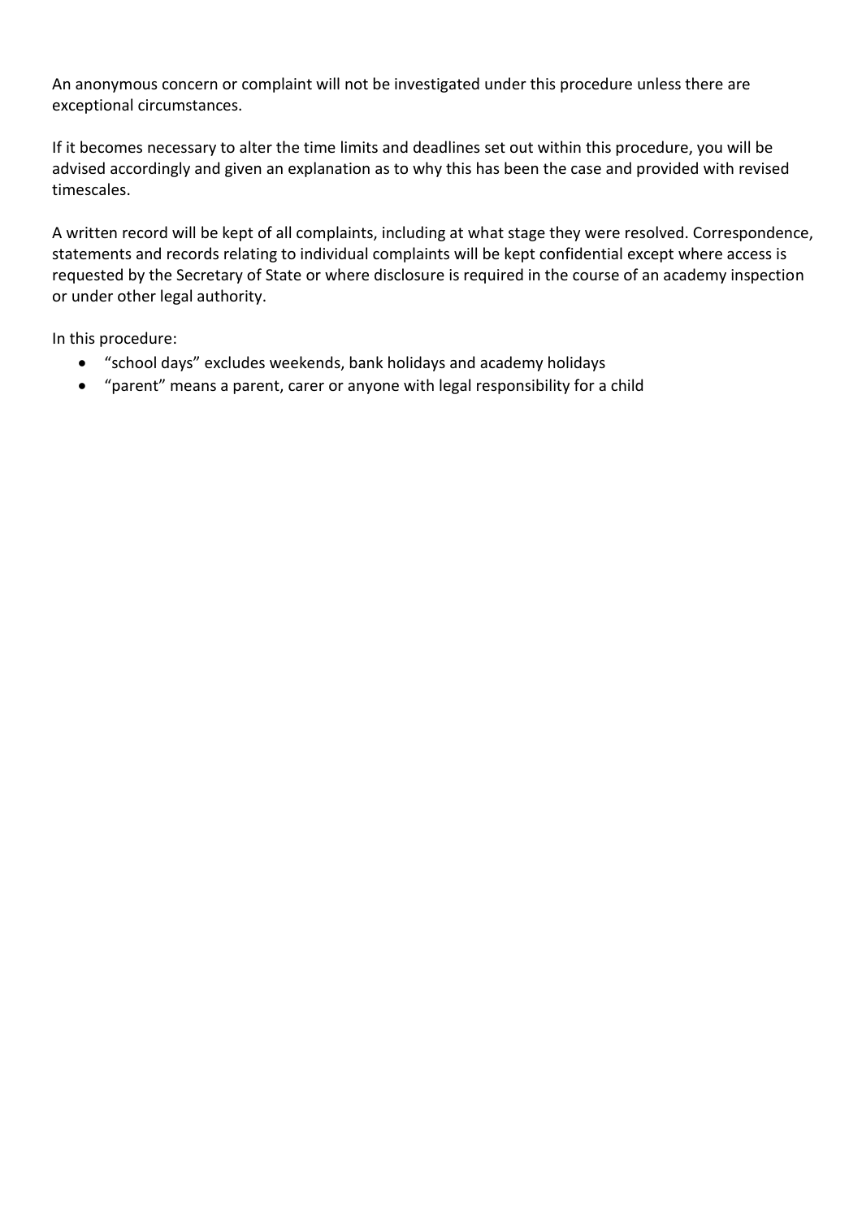An anonymous concern or complaint will not be investigated under this procedure unless there are exceptional circumstances.

If it becomes necessary to alter the time limits and deadlines set out within this procedure, you will be advised accordingly and given an explanation as to why this has been the case and provided with revised timescales.

A written record will be kept of all complaints, including at what stage they were resolved. Correspondence, statements and records relating to individual complaints will be kept confidential except where access is requested by the Secretary of State or where disclosure is required in the course of an academy inspection or under other legal authority.

In this procedure:

- "school days" excludes weekends, bank holidays and academy holidays
- "parent" means a parent, carer or anyone with legal responsibility for a child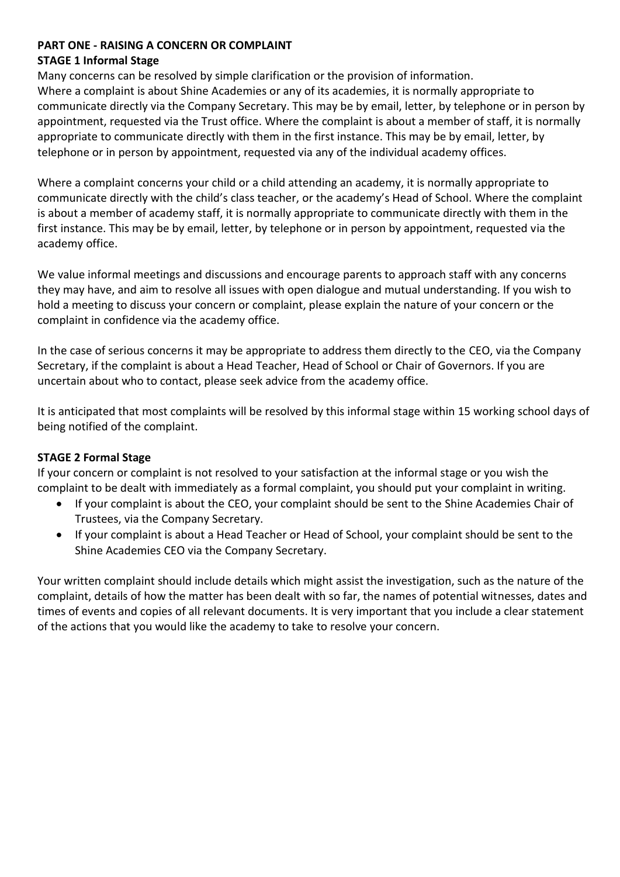**PART ONE - RAISING A CONCERN OR COMPLAINT**

**STAGE 1 Informal Stage**

Many concerns can be resolved by simple clarification or the provision of information.
Where a complaint is about Shine Academies or any of its academies, it is normally appropriate to communicate directly via the Company Secretary. This may be by email, letter, by telephone or in person by appointment, requested via the Trust office. Where the complaint is about a member of staff, it is normally appropriate to communicate directly with them in the first instance. This may be by email, letter, by telephone or in person by appointment, requested via any of the individual academy offices.

Where a complaint concerns your child or a child attending an academy, it is normally appropriate to communicate directly with the child's class teacher, or the academy's Head of School. Where the complaint is about a member of academy staff, it is normally appropriate to communicate directly with them in the first instance. This may be by email, letter, by telephone or in person by appointment, requested via the academy office.

We value informal meetings and discussions and encourage parents to approach staff with any concerns they may have, and aim to resolve all issues with open dialogue and mutual understanding. If you wish to hold a meeting to discuss your concern or complaint, please explain the nature of your concern or the complaint in confidence via the academy office.

In the case of serious concerns it may be appropriate to address them directly to the CEO, via the Company Secretary, if the complaint is about a Head Teacher, Head of School or Chair of Governors. If you are uncertain about who to contact, please seek advice from the academy office.

It is anticipated that most complaints will be resolved by this informal stage within 15 working school days of being notified of the complaint.

**STAGE 2 Formal Stage**

If your concern or complaint is not resolved to your satisfaction at the informal stage or you wish the complaint to be dealt with immediately as a formal complaint, you should put your complaint in writing.

- If your complaint is about the CEO, your complaint should be sent to the Shine Academies Chair of Trustees, via the Company Secretary.
- If your complaint is about a Head Teacher or Head of School, your complaint should be sent to the Shine Academies CEO via the Company Secretary.

Your written complaint should include details which might assist the investigation, such as the nature of the complaint, details of how the matter has been dealt with so far, the names of potential witnesses, dates and times of events and copies of all relevant documents. It is very important that you include a clear statement of the actions that you would like the academy to take to resolve your concern.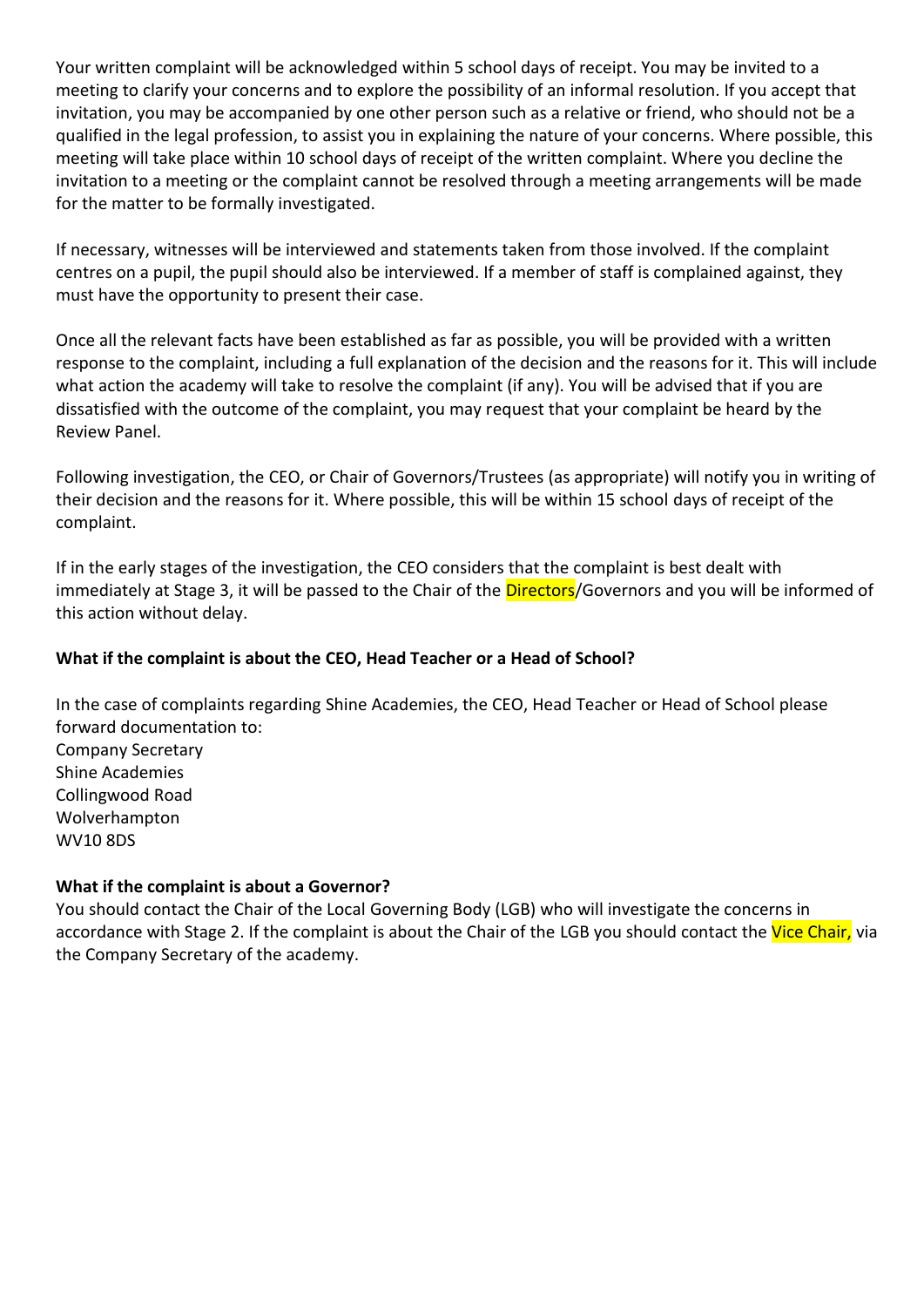Your written complaint will be acknowledged within 5 school days of receipt. You may be invited to a meeting to clarify your concerns and to explore the possibility of an informal resolution. If you accept that invitation, you may be accompanied by one other person such as a relative or friend, who should not be a qualified in the legal profession, to assist you in explaining the nature of your concerns. Where possible, this meeting will take place within 10 school days of receipt of the written complaint. Where you decline the invitation to a meeting or the complaint cannot be resolved through a meeting arrangements will be made for the matter to be formally investigated.

If necessary, witnesses will be interviewed and statements taken from those involved. If the complaint centres on a pupil, the pupil should also be interviewed. If a member of staff is complained against, they must have the opportunity to present their case.

Once all the relevant facts have been established as far as possible, you will be provided with a written response to the complaint, including a full explanation of the decision and the reasons for it. This will include what action the academy will take to resolve the complaint (if any). You will be advised that if you are dissatisfied with the outcome of the complaint, you may request that your complaint be heard by the Review Panel.

Following investigation, the CEO, or Chair of Governors/Trustees (as appropriate) will notify you in writing of their decision and the reasons for it. Where possible, this will be within 15 school days of receipt of the complaint.

If in the early stages of the investigation, the CEO considers that the complaint is best dealt with immediately at Stage 3, it will be passed to the Chair of the Directors/Governors and you will be informed of this action without delay.

**What if the complaint is about the CEO, Head Teacher or a Head of School?**

In the case of complaints regarding Shine Academies, the CEO, Head Teacher or Head of School please forward documentation to:
Company Secretary
Shine Academies
Collingwood Road
Wolverhampton
WV10 8DS

**What if the complaint is about a Governor?**

You should contact the Chair of the Local Governing Body (LGB) who will investigate the concerns in accordance with Stage 2. If the complaint is about the Chair of the LGB you should contact the Vice Chair, via the Company Secretary of the academy.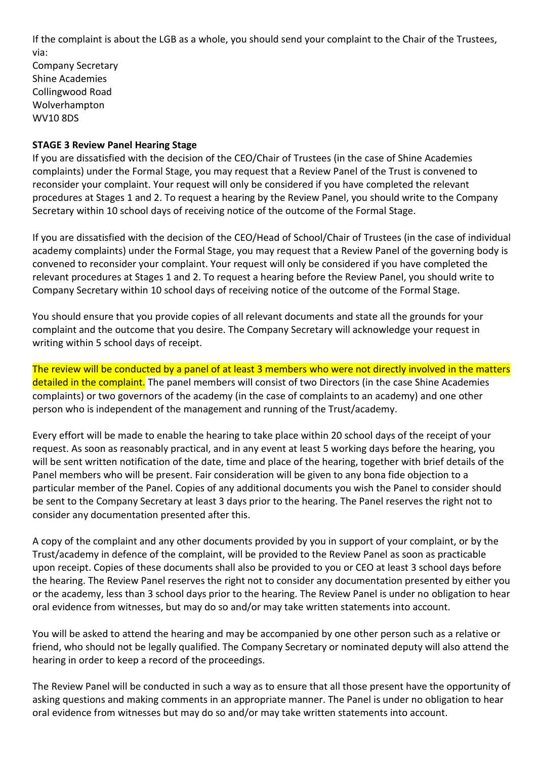If the complaint is about the LGB as a whole, you should send your complaint to the Chair of the Trustees, via:

Company Secretary
Shine Academies
Collingwood Road
Wolverhampton
WV10 8DS

**STAGE 3 Review Panel Hearing Stage**

If you are dissatisfied with the decision of the CEO/Chair of Trustees (in the case of Shine Academies complaints) under the Formal Stage, you may request that a Review Panel of the Trust is convened to reconsider your complaint. Your request will only be considered if you have completed the relevant procedures at Stages 1 and 2. To request a hearing by the Review Panel, you should write to the Company Secretary within 10 school days of receiving notice of the outcome of the Formal Stage.

If you are dissatisfied with the decision of the CEO/Head of School/Chair of Trustees (in the case of individual academy complaints) under the Formal Stage, you may request that a Review Panel of the governing body is convened to reconsider your complaint. Your request will only be considered if you have completed the relevant procedures at Stages 1 and 2. To request a hearing before the Review Panel, you should write to Company Secretary within 10 school days of receiving notice of the outcome of the Formal Stage.

You should ensure that you provide copies of all relevant documents and state all the grounds for your complaint and the outcome that you desire. The Company Secretary will acknowledge your request in writing within 5 school days of receipt.

The review will be conducted by a panel of at least 3 members who were not directly involved in the matters detailed in the complaint. The panel members will consist of two Directors (in the case Shine Academies complaints) or two governors of the academy (in the case of complaints to an academy) and one other person who is independent of the management and running of the Trust/academy.

Every effort will be made to enable the hearing to take place within 20 school days of the receipt of your request. As soon as reasonably practical, and in any event at least 5 working days before the hearing, you will be sent written notification of the date, time and place of the hearing, together with brief details of the Panel members who will be present. Fair consideration will be given to any bona fide objection to a particular member of the Panel. Copies of any additional documents you wish the Panel to consider should be sent to the Company Secretary at least 3 days prior to the hearing. The Panel reserves the right not to consider any documentation presented after this.

A copy of the complaint and any other documents provided by you in support of your complaint, or by the Trust/academy in defence of the complaint, will be provided to the Review Panel as soon as practicable upon receipt. Copies of these documents shall also be provided to you or CEO at least 3 school days before the hearing. The Review Panel reserves the right not to consider any documentation presented by either you or the academy, less than 3 school days prior to the hearing. The Review Panel is under no obligation to hear oral evidence from witnesses, but may do so and/or may take written statements into account.

You will be asked to attend the hearing and may be accompanied by one other person such as a relative or friend, who should not be legally qualified. The Company Secretary or nominated deputy will also attend the hearing in order to keep a record of the proceedings.

The Review Panel will be conducted in such a way as to ensure that all those present have the opportunity of asking questions and making comments in an appropriate manner. The Panel is under no obligation to hear oral evidence from witnesses but may do so and/or may take written statements into account.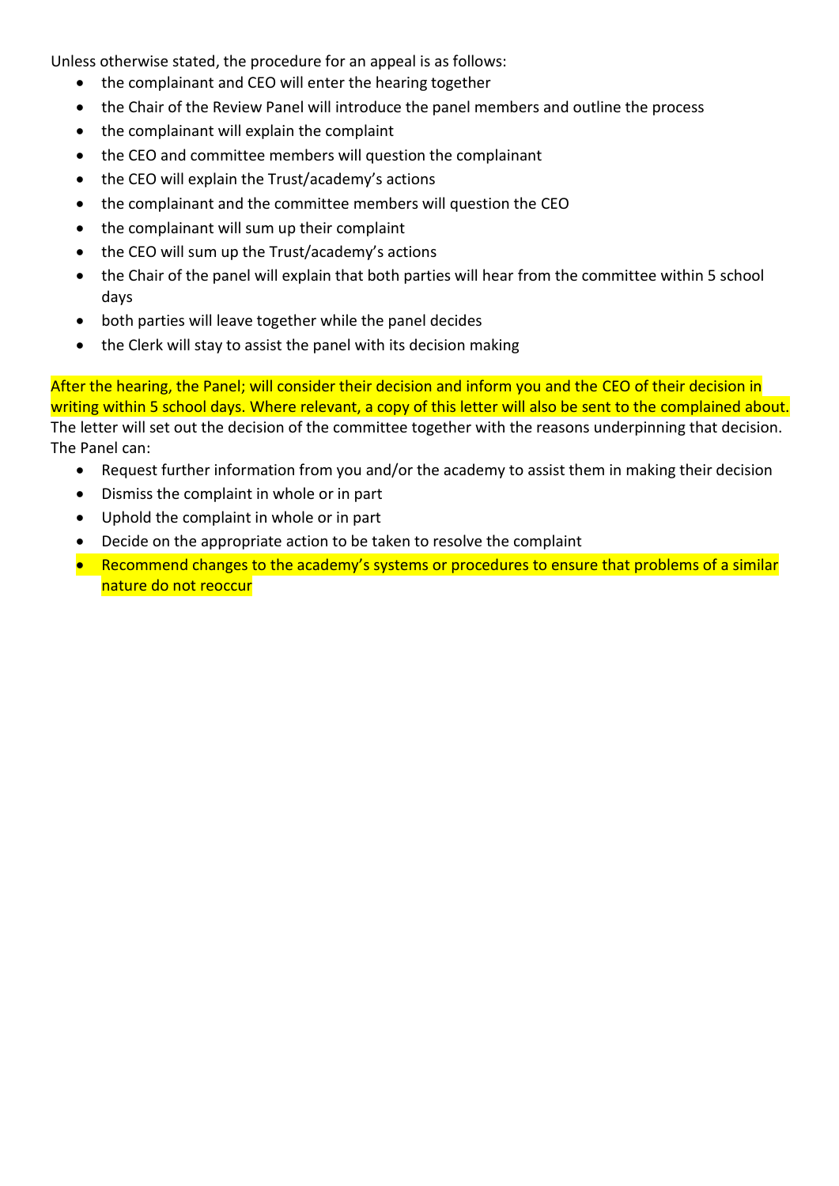Unless otherwise stated, the procedure for an appeal is as follows:

- the complainant and CEO will enter the hearing together
- the Chair of the Review Panel will introduce the panel members and outline the process
- the complainant will explain the complaint
- the CEO and committee members will question the complainant
- the CEO will explain the Trust/academy's actions
- the complainant and the committee members will question the CEO
- the complainant will sum up their complaint
- the CEO will sum up the Trust/academy's actions
- the Chair of the panel will explain that both parties will hear from the committee within 5 school days
- both parties will leave together while the panel decides
- the Clerk will stay to assist the panel with its decision making

After the hearing, the Panel; will consider their decision and inform you and the CEO of their decision in writing within 5 school days. Where relevant, a copy of this letter will also be sent to the complained about. The letter will set out the decision of the committee together with the reasons underpinning that decision. The Panel can:

- Request further information from you and/or the academy to assist them in making their decision
- Dismiss the complaint in whole or in part
- Uphold the complaint in whole or in part
- Decide on the appropriate action to be taken to resolve the complaint
- Recommend changes to the academy's systems or procedures to ensure that problems of a similar nature do not reoccur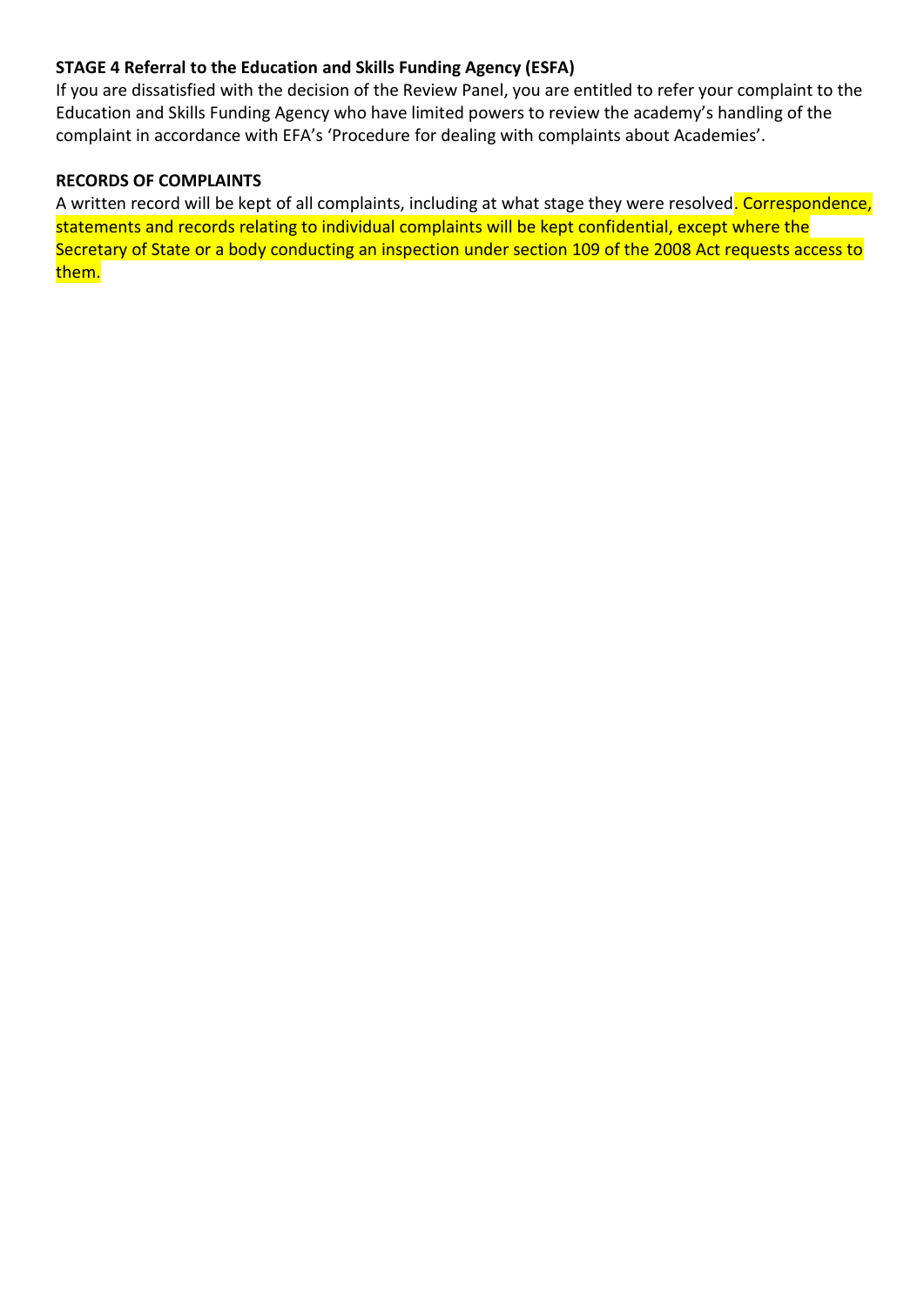**STAGE 4 Referral to the Education and Skills Funding Agency (ESFA)**

If you are dissatisfied with the decision of the Review Panel, you are entitled to refer your complaint to the Education and Skills Funding Agency who have limited powers to review the academy's handling of the complaint in accordance with EFA's 'Procedure for dealing with complaints about Academies'.

**RECORDS OF COMPLAINTS**

A written record will be kept of all complaints, including at what stage they were resolved. Correspondence, statements and records relating to individual complaints will be kept confidential, except where the Secretary of State or a body conducting an inspection under section 109 of the 2008 Act requests access to them.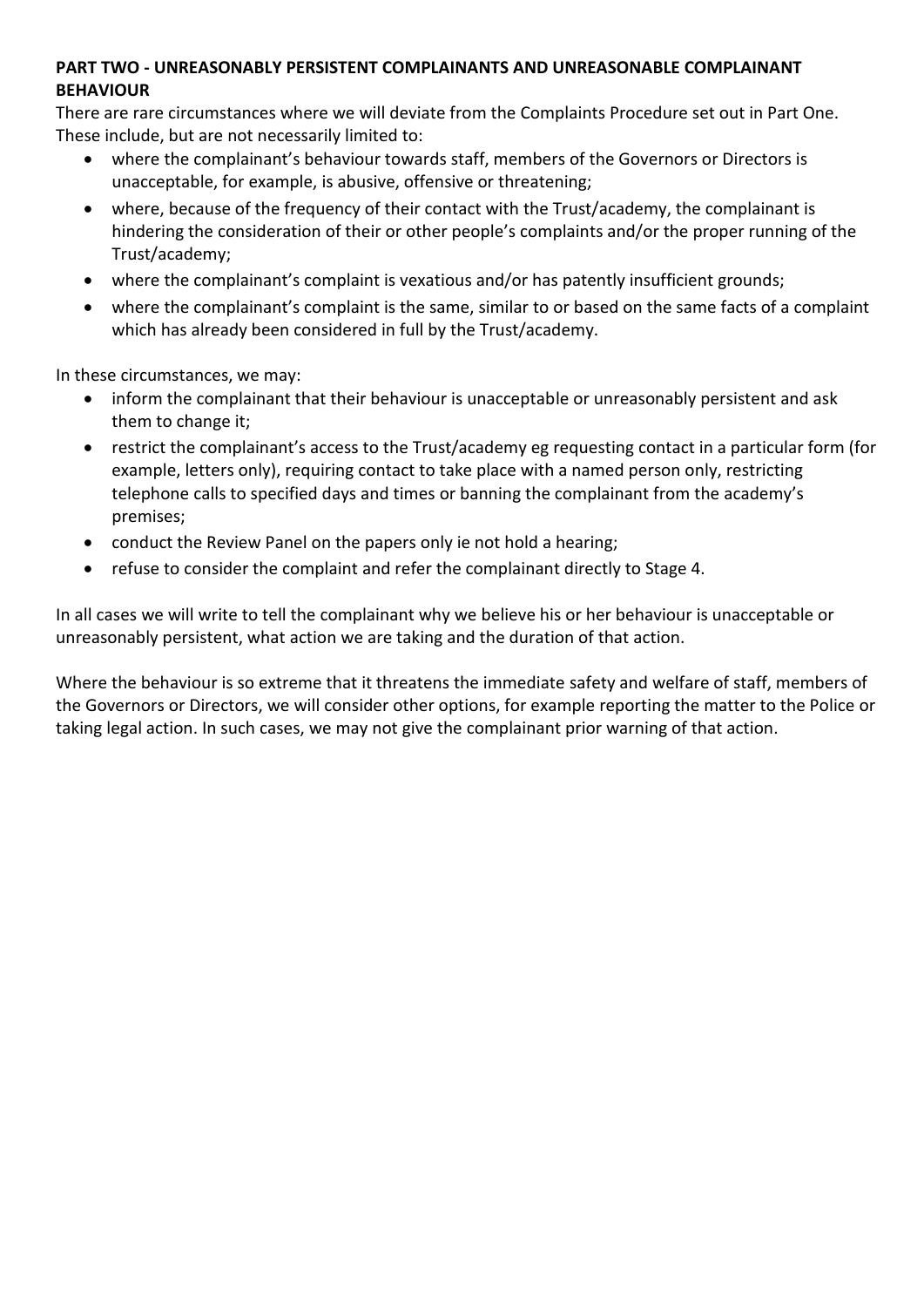**PART TWO - UNREASONABLY PERSISTENT COMPLAINANTS AND UNREASONABLE COMPLAINANT BEHAVIOUR**

There are rare circumstances where we will deviate from the Complaints Procedure set out in Part One. These include, but are not necessarily limited to:

- where the complainant's behaviour towards staff, members of the Governors or Directors is unacceptable, for example, is abusive, offensive or threatening;
- where, because of the frequency of their contact with the Trust/academy, the complainant is hindering the consideration of their or other people's complaints and/or the proper running of the Trust/academy;
- where the complainant's complaint is vexatious and/or has patently insufficient grounds;
- where the complainant's complaint is the same, similar to or based on the same facts of a complaint which has already been considered in full by the Trust/academy.

In these circumstances, we may:

- inform the complainant that their behaviour is unacceptable or unreasonably persistent and ask them to change it;
- restrict the complainant's access to the Trust/academy eg requesting contact in a particular form (for example, letters only), requiring contact to take place with a named person only, restricting telephone calls to specified days and times or banning the complainant from the academy's premises;
- conduct the Review Panel on the papers only ie not hold a hearing;
- refuse to consider the complaint and refer the complainant directly to Stage 4.

In all cases we will write to tell the complainant why we believe his or her behaviour is unacceptable or unreasonably persistent, what action we are taking and the duration of that action.

Where the behaviour is so extreme that it threatens the immediate safety and welfare of staff, members of the Governors or Directors, we will consider other options, for example reporting the matter to the Police or taking legal action. In such cases, we may not give the complainant prior warning of that action.